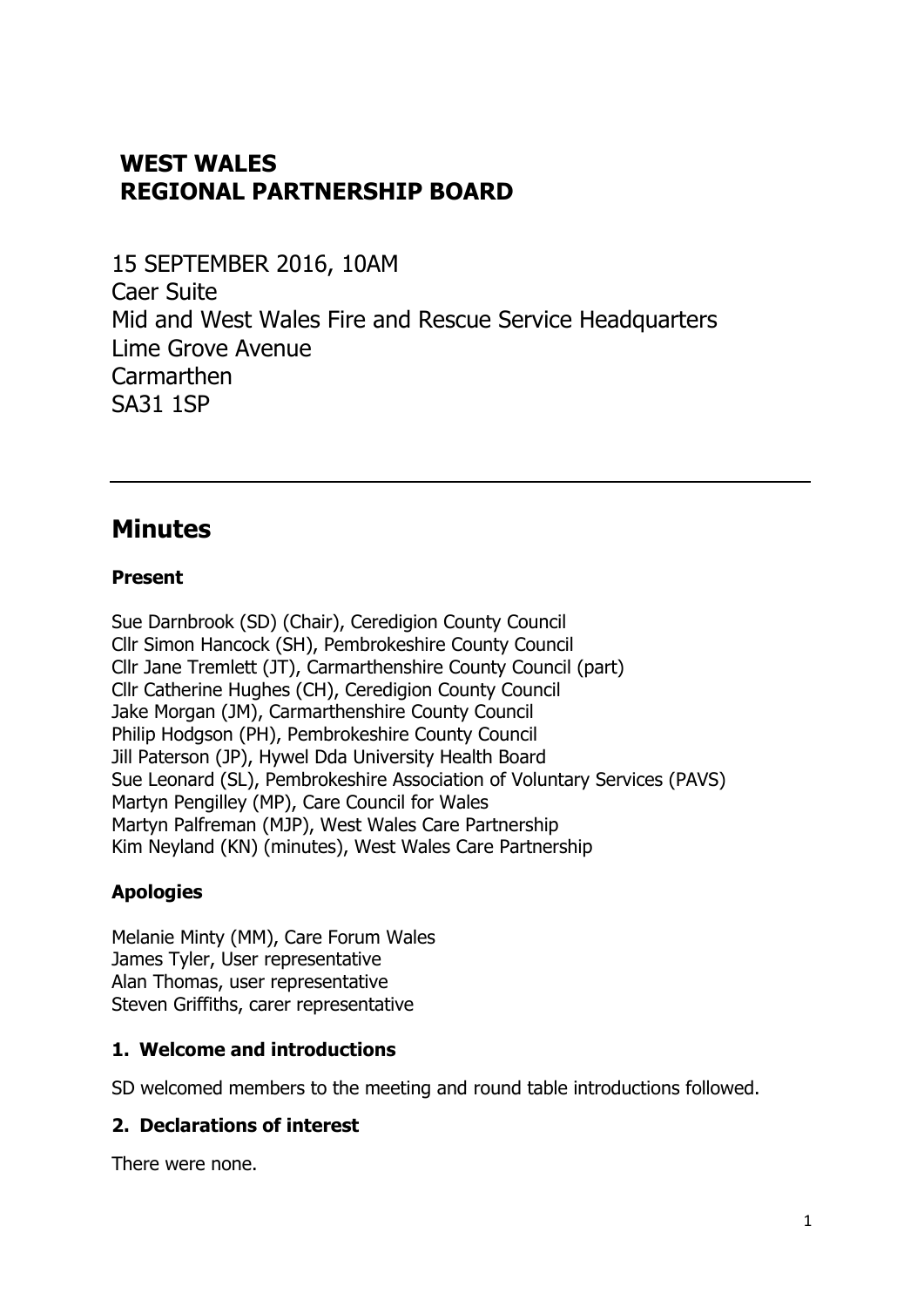# WEST WALES
# REGIONAL PARTNERSHIP BOARD

15 SEPTEMBER 2016, 10AM
Caer Suite
Mid and West Wales Fire and Rescue Service Headquarters
Lime Grove Avenue
Carmarthen
SA31 1SP

---

## Minutes

**Present**

Sue Darnbrook (SD) (Chair), Ceredigion County Council
Cllr Simon Hancock (SH), Pembrokeshire County Council
Cllr Jane Tremlett (JT), Carmarthenshire County Council (part)
Cllr Catherine Hughes (CH), Ceredigion County Council
Jake Morgan (JM), Carmarthenshire County Council
Philip Hodgson (PH), Pembrokeshire County Council
Jill Paterson (JP), Hywel Dda University Health Board
Sue Leonard (SL), Pembrokeshire Association of Voluntary Services (PAVS)
Martyn Pengilley (MP), Care Council for Wales
Martyn Palfreman (MJP), West Wales Care Partnership
Kim Neyland (KN) (minutes), West Wales Care Partnership

**Apologies**

Melanie Minty (MM), Care Forum Wales
James Tyler, User representative
Alan Thomas, user representative
Steven Griffiths, carer representative

### 1. Welcome and introductions

SD welcomed members to the meeting and round table introductions followed.

### 2. Declarations of interest

There were none.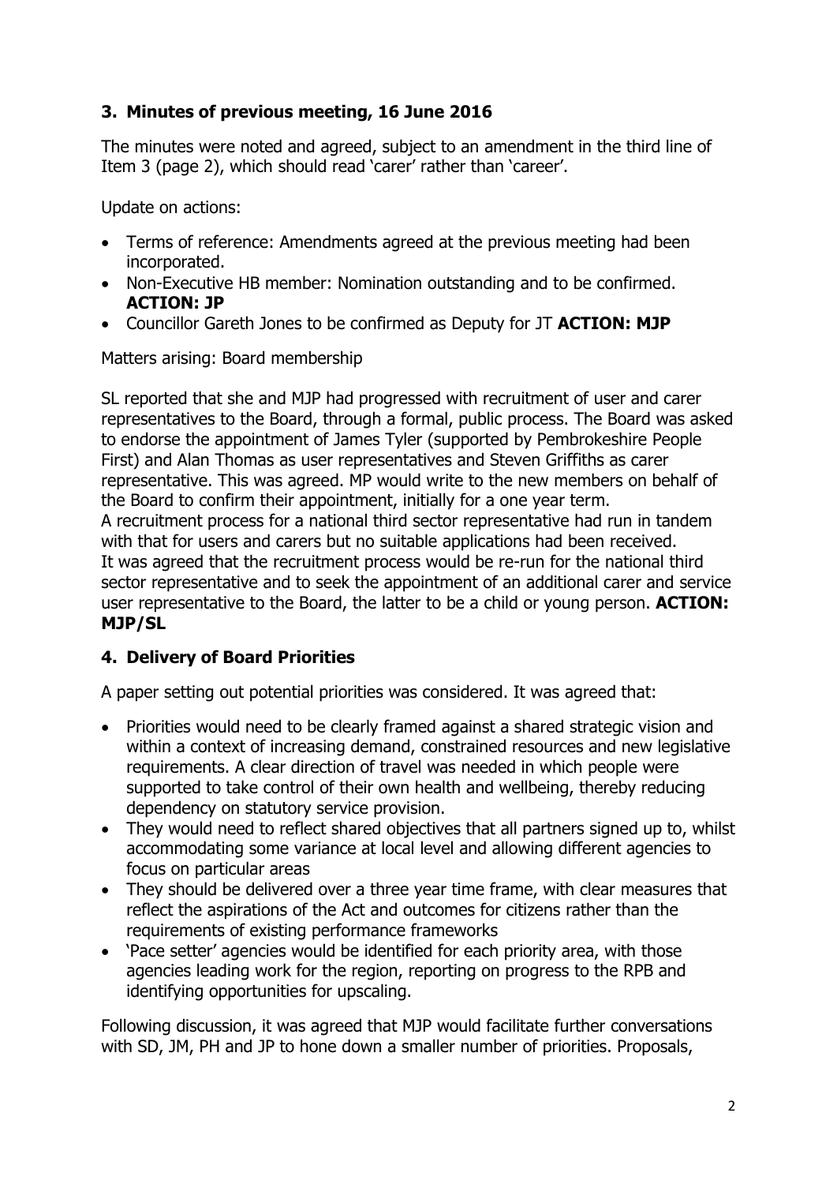## 3. Minutes of previous meeting, 16 June 2016

The minutes were noted and agreed, subject to an amendment in the third line of Item 3 (page 2), which should read 'carer' rather than 'career'.

Update on actions:

- Terms of reference: Amendments agreed at the previous meeting had been incorporated.
- Non-Executive HB member: Nomination outstanding and to be confirmed. **ACTION: JP**
- Councillor Gareth Jones to be confirmed as Deputy for JT **ACTION: MJP**

Matters arising: Board membership

SL reported that she and MJP had progressed with recruitment of user and carer representatives to the Board, through a formal, public process. The Board was asked to endorse the appointment of James Tyler (supported by Pembrokeshire People First) and Alan Thomas as user representatives and Steven Griffiths as carer representative. This was agreed. MP would write to the new members on behalf of the Board to confirm their appointment, initially for a one year term.
A recruitment process for a national third sector representative had run in tandem with that for users and carers but no suitable applications had been received.
It was agreed that the recruitment process would be re-run for the national third sector representative and to seek the appointment of an additional carer and service user representative to the Board, the latter to be a child or young person. **ACTION: MJP/SL**

## 4. Delivery of Board Priorities

A paper setting out potential priorities was considered. It was agreed that:

- Priorities would need to be clearly framed against a shared strategic vision and within a context of increasing demand, constrained resources and new legislative requirements. A clear direction of travel was needed in which people were supported to take control of their own health and wellbeing, thereby reducing dependency on statutory service provision.
- They would need to reflect shared objectives that all partners signed up to, whilst accommodating some variance at local level and allowing different agencies to focus on particular areas
- They should be delivered over a three year time frame, with clear measures that reflect the aspirations of the Act and outcomes for citizens rather than the requirements of existing performance frameworks
- 'Pace setter' agencies would be identified for each priority area, with those agencies leading work for the region, reporting on progress to the RPB and identifying opportunities for upscaling.

Following discussion, it was agreed that MJP would facilitate further conversations with SD, JM, PH and JP to hone down a smaller number of priorities. Proposals,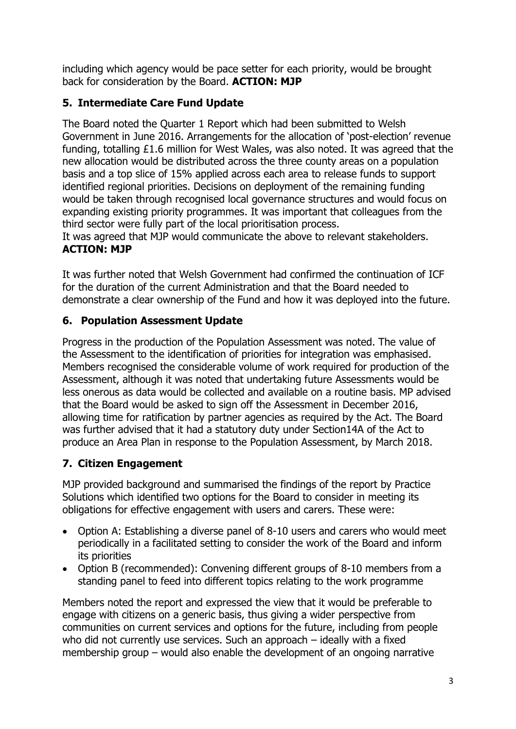including which agency would be pace setter for each priority, would be brought back for consideration by the Board. **ACTION: MJP**

## 5. Intermediate Care Fund Update

The Board noted the Quarter 1 Report which had been submitted to Welsh Government in June 2016. Arrangements for the allocation of 'post-election' revenue funding, totalling £1.6 million for West Wales, was also noted. It was agreed that the new allocation would be distributed across the three county areas on a population basis and a top slice of 15% applied across each area to release funds to support identified regional priorities. Decisions on deployment of the remaining funding would be taken through recognised local governance structures and would focus on expanding existing priority programmes. It was important that colleagues from the third sector were fully part of the local prioritisation process.
It was agreed that MJP would communicate the above to relevant stakeholders. **ACTION: MJP**

It was further noted that Welsh Government had confirmed the continuation of ICF for the duration of the current Administration and that the Board needed to demonstrate a clear ownership of the Fund and how it was deployed into the future.

## 6. Population Assessment Update

Progress in the production of the Population Assessment was noted. The value of the Assessment to the identification of priorities for integration was emphasised. Members recognised the considerable volume of work required for production of the Assessment, although it was noted that undertaking future Assessments would be less onerous as data would be collected and available on a routine basis. MP advised that the Board would be asked to sign off the Assessment in December 2016, allowing time for ratification by partner agencies as required by the Act. The Board was further advised that it had a statutory duty under Section14A of the Act to produce an Area Plan in response to the Population Assessment, by March 2018.

## 7. Citizen Engagement

MJP provided background and summarised the findings of the report by Practice Solutions which identified two options for the Board to consider in meeting its obligations for effective engagement with users and carers. These were:

- Option A: Establishing a diverse panel of 8-10 users and carers who would meet periodically in a facilitated setting to consider the work of the Board and inform its priorities
- Option B (recommended): Convening different groups of 8-10 members from a standing panel to feed into different topics relating to the work programme

Members noted the report and expressed the view that it would be preferable to engage with citizens on a generic basis, thus giving a wider perspective from communities on current services and options for the future, including from people who did not currently use services. Such an approach – ideally with a fixed membership group – would also enable the development of an ongoing narrative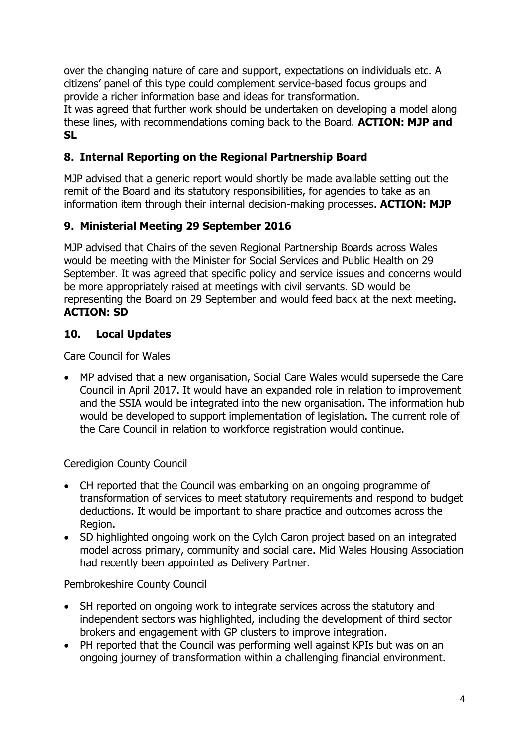over the changing nature of care and support, expectations on individuals etc. A citizens' panel of this type could complement service-based focus groups and provide a richer information base and ideas for transformation.
It was agreed that further work should be undertaken on developing a model along these lines, with recommendations coming back to the Board. **ACTION: MJP and SL**

## 8. Internal Reporting on the Regional Partnership Board

MJP advised that a generic report would shortly be made available setting out the remit of the Board and its statutory responsibilities, for agencies to take as an information item through their internal decision-making processes. **ACTION: MJP**

## 9. Ministerial Meeting 29 September 2016

MJP advised that Chairs of the seven Regional Partnership Boards across Wales would be meeting with the Minister for Social Services and Public Health on 29 September. It was agreed that specific policy and service issues and concerns would be more appropriately raised at meetings with civil servants. SD would be representing the Board on 29 September and would feed back at the next meeting. **ACTION: SD**

## 10. Local Updates

Care Council for Wales

- MP advised that a new organisation, Social Care Wales would supersede the Care Council in April 2017. It would have an expanded role in relation to improvement and the SSIA would be integrated into the new organisation. The information hub would be developed to support implementation of legislation. The current role of the Care Council in relation to workforce registration would continue.

Ceredigion County Council

- CH reported that the Council was embarking on an ongoing programme of transformation of services to meet statutory requirements and respond to budget deductions. It would be important to share practice and outcomes across the Region.
- SD highlighted ongoing work on the Cylch Caron project based on an integrated model across primary, community and social care. Mid Wales Housing Association had recently been appointed as Delivery Partner.

Pembrokeshire County Council

- SH reported on ongoing work to integrate services across the statutory and independent sectors was highlighted, including the development of third sector brokers and engagement with GP clusters to improve integration.
- PH reported that the Council was performing well against KPIs but was on an ongoing journey of transformation within a challenging financial environment.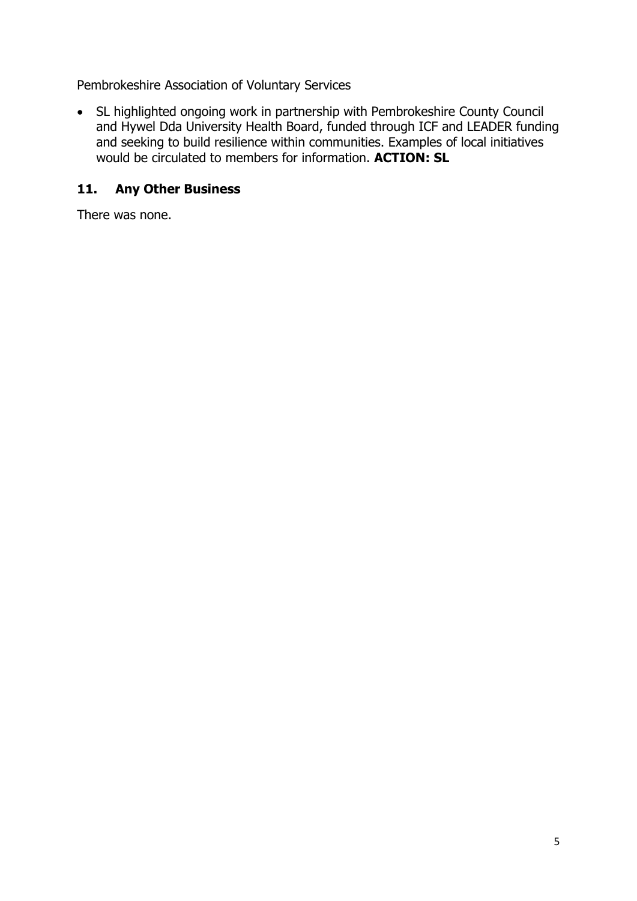Pembrokeshire Association of Voluntary Services

- SL highlighted ongoing work in partnership with Pembrokeshire County Council and Hywel Dda University Health Board, funded through ICF and LEADER funding and seeking to build resilience within communities. Examples of local initiatives would be circulated to members for information. **ACTION: SL**

## 11. Any Other Business

There was none.